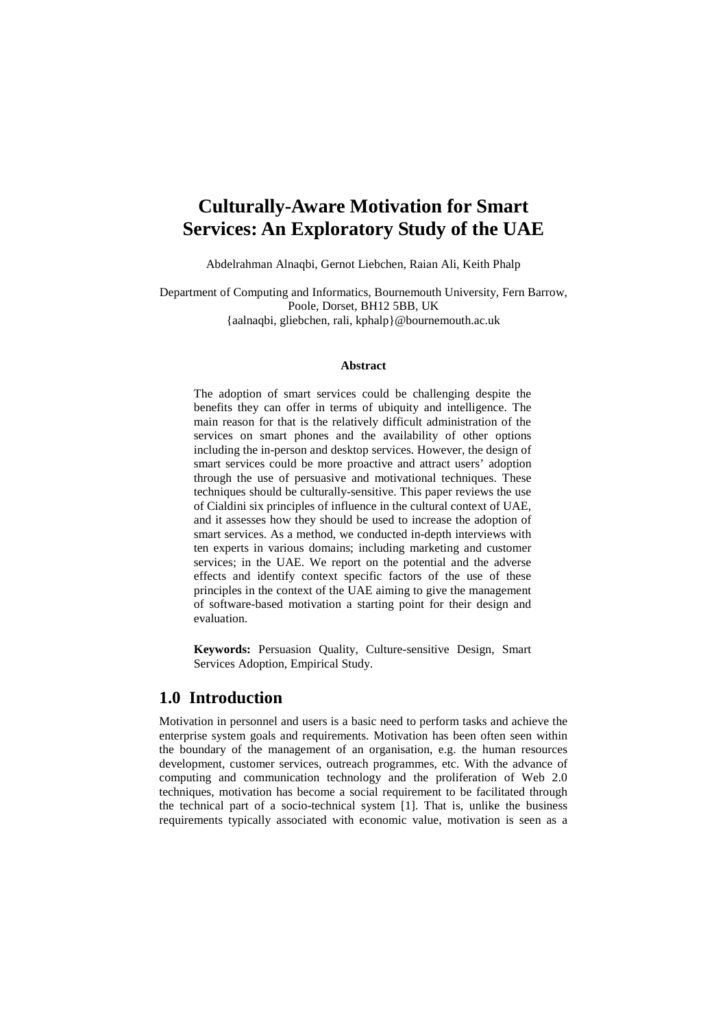# Culturally-Aware Motivation for Smart Services: An Exploratory Study of the UAE

Abdelrahman Alnaqbi, Gernot Liebchen, Raian Ali, Keith Phalp

Department of Computing and Informatics, Bournemouth University, Fern Barrow, Poole, Dorset, BH12 5BB, UK
{aalnaqbi, gliebchen, rali, kphalp}@bournemouth.ac.uk

**Abstract**

The adoption of smart services could be challenging despite the benefits they can offer in terms of ubiquity and intelligence. The main reason for that is the relatively difficult administration of the services on smart phones and the availability of other options including the in-person and desktop services. However, the design of smart services could be more proactive and attract users' adoption through the use of persuasive and motivational techniques. These techniques should be culturally-sensitive. This paper reviews the use of Cialdini six principles of influence in the cultural context of UAE, and it assesses how they should be used to increase the adoption of smart services. As a method, we conducted in-depth interviews with ten experts in various domains; including marketing and customer services; in the UAE. We report on the potential and the adverse effects and identify context specific factors of the use of these principles in the context of the UAE aiming to give the management of software-based motivation a starting point for their design and evaluation.

**Keywords:** Persuasion Quality, Culture-sensitive Design, Smart Services Adoption, Empirical Study.

## 1.0 Introduction

Motivation in personnel and users is a basic need to perform tasks and achieve the enterprise system goals and requirements. Motivation has been often seen within the boundary of the management of an organisation, e.g. the human resources development, customer services, outreach programmes, etc. With the advance of computing and communication technology and the proliferation of Web 2.0 techniques, motivation has become a social requirement to be facilitated through the technical part of a socio-technical system [1]. That is, unlike the business requirements typically associated with economic value, motivation is seen as a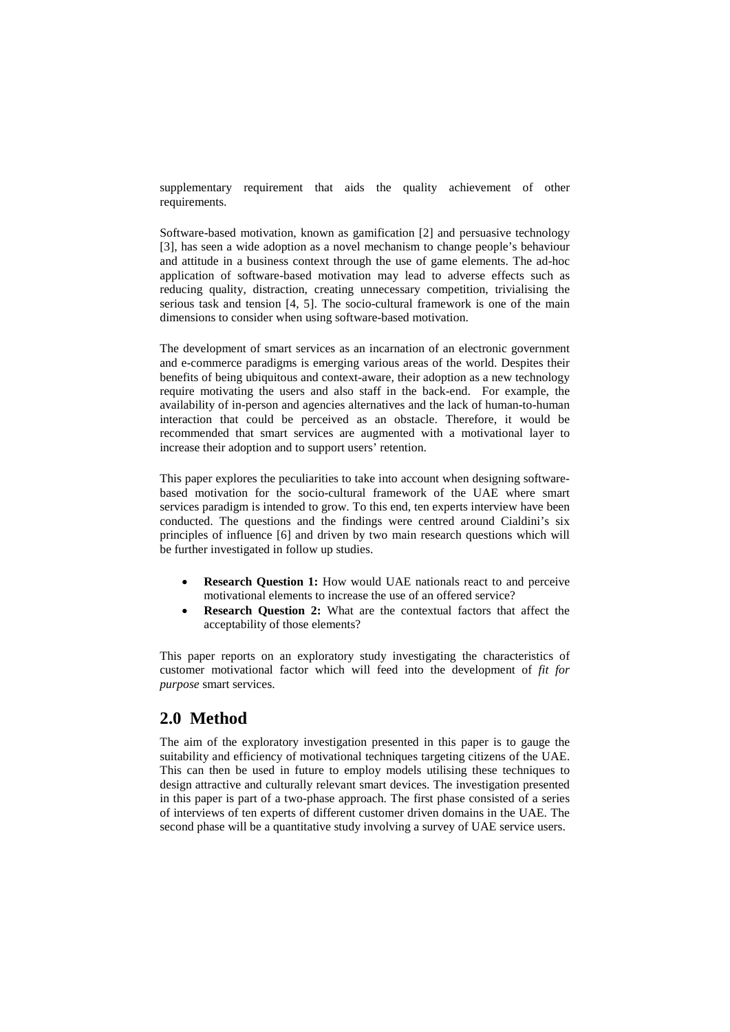supplementary requirement that aids the quality achievement of other requirements.

Software-based motivation, known as gamification [2] and persuasive technology [3], has seen a wide adoption as a novel mechanism to change people's behaviour and attitude in a business context through the use of game elements. The ad-hoc application of software-based motivation may lead to adverse effects such as reducing quality, distraction, creating unnecessary competition, trivialising the serious task and tension [4, 5]. The socio-cultural framework is one of the main dimensions to consider when using software-based motivation.

The development of smart services as an incarnation of an electronic government and e-commerce paradigms is emerging various areas of the world. Despites their benefits of being ubiquitous and context-aware, their adoption as a new technology require motivating the users and also staff in the back-end. For example, the availability of in-person and agencies alternatives and the lack of human-to-human interaction that could be perceived as an obstacle. Therefore, it would be recommended that smart services are augmented with a motivational layer to increase their adoption and to support users' retention.

This paper explores the peculiarities to take into account when designing software-based motivation for the socio-cultural framework of the UAE where smart services paradigm is intended to grow. To this end, ten experts interview have been conducted. The questions and the findings were centred around Cialdini's six principles of influence [6] and driven by two main research questions which will be further investigated in follow up studies.

- **Research Question 1:** How would UAE nationals react to and perceive motivational elements to increase the use of an offered service?
- **Research Question 2:** What are the contextual factors that affect the acceptability of those elements?

This paper reports on an exploratory study investigating the characteristics of customer motivational factor which will feed into the development of *fit for purpose* smart services.

## 2.0 Method

The aim of the exploratory investigation presented in this paper is to gauge the suitability and efficiency of motivational techniques targeting citizens of the UAE. This can then be used in future to employ models utilising these techniques to design attractive and culturally relevant smart devices. The investigation presented in this paper is part of a two-phase approach. The first phase consisted of a series of interviews of ten experts of different customer driven domains in the UAE. The second phase will be a quantitative study involving a survey of UAE service users.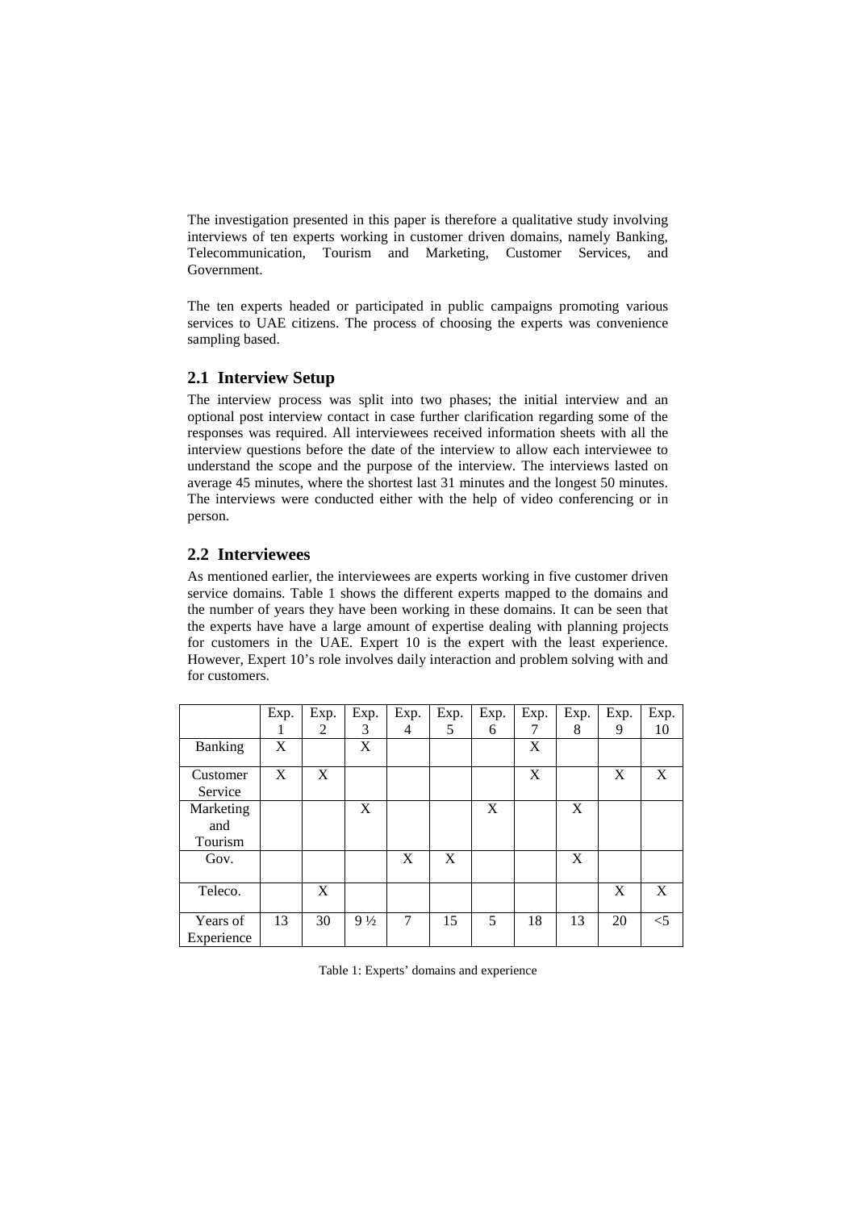The investigation presented in this paper is therefore a qualitative study involving interviews of ten experts working in customer driven domains, namely Banking, Telecommunication, Tourism and Marketing, Customer Services, and Government.

The ten experts headed or participated in public campaigns promoting various services to UAE citizens. The process of choosing the experts was convenience sampling based.

## 2.1 Interview Setup

The interview process was split into two phases; the initial interview and an optional post interview contact in case further clarification regarding some of the responses was required. All interviewees received information sheets with all the interview questions before the date of the interview to allow each interviewee to understand the scope and the purpose of the interview. The interviews lasted on average 45 minutes, where the shortest last 31 minutes and the longest 50 minutes. The interviews were conducted either with the help of video conferencing or in person.

## 2.2 Interviewees

As mentioned earlier, the interviewees are experts working in five customer driven service domains. Table 1 shows the different experts mapped to the domains and the number of years they have been working in these domains. It can be seen that the experts have have a large amount of expertise dealing with planning projects for customers in the UAE. Expert 10 is the expert with the least experience. However, Expert 10's role involves daily interaction and problem solving with and for customers.

| | Exp. 1 | Exp. 2 | Exp. 3 | Exp. 4 | Exp. 5 | Exp. 6 | Exp. 7 | Exp. 8 | Exp. 9 | Exp. 10 |
|---|---|---|---|---|---|---|---|---|---|---|
| Banking | X | | X | | | | X | | | |
| Customer Service | X | X | | | | | X | | X | X |
| Marketing and Tourism | | | X | | | X | | X | | |
| Gov. | | | | X | X | | | X | | |
| Teleco. | | X | | | | | | | X | X |
| Years of Experience | 13 | 30 | 9 ½ | 7 | 15 | 5 | 18 | 13 | 20 | <5 |

Table 1: Experts' domains and experience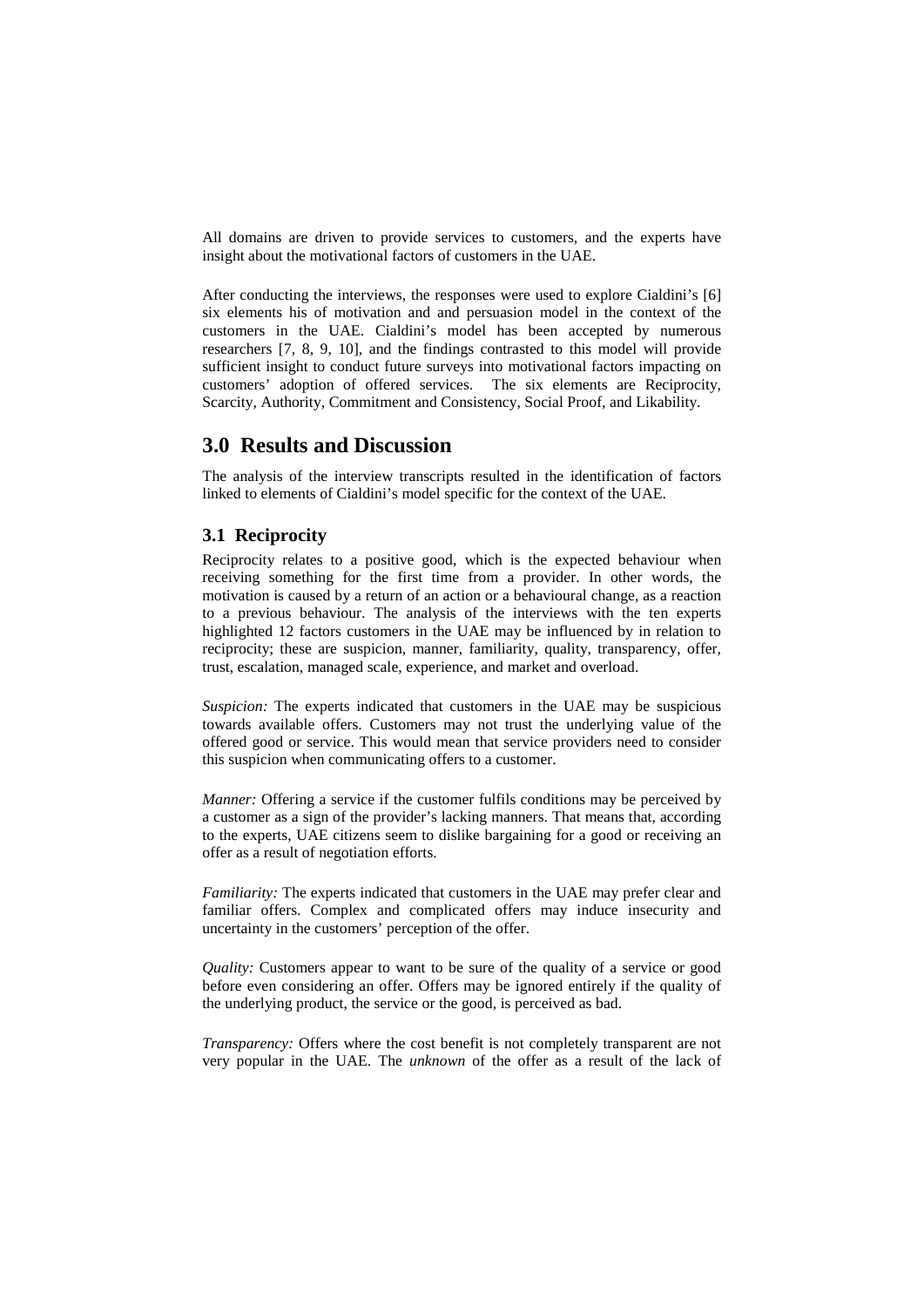All domains are driven to provide services to customers, and the experts have insight about the motivational factors of customers in the UAE.

After conducting the interviews, the responses were used to explore Cialdini's [6] six elements his of motivation and and persuasion model in the context of the customers in the UAE. Cialdini's model has been accepted by numerous researchers [7, 8, 9, 10], and the findings contrasted to this model will provide sufficient insight to conduct future surveys into motivational factors impacting on customers' adoption of offered services. The six elements are Reciprocity, Scarcity, Authority, Commitment and Consistency, Social Proof, and Likability.

## 3.0 Results and Discussion

The analysis of the interview transcripts resulted in the identification of factors linked to elements of Cialdini's model specific for the context of the UAE.

### 3.1 Reciprocity

Reciprocity relates to a positive good, which is the expected behaviour when receiving something for the first time from a provider. In other words, the motivation is caused by a return of an action or a behavioural change, as a reaction to a previous behaviour. The analysis of the interviews with the ten experts highlighted 12 factors customers in the UAE may be influenced by in relation to reciprocity; these are suspicion, manner, familiarity, quality, transparency, offer, trust, escalation, managed scale, experience, and market and overload.

*Suspicion:* The experts indicated that customers in the UAE may be suspicious towards available offers. Customers may not trust the underlying value of the offered good or service. This would mean that service providers need to consider this suspicion when communicating offers to a customer.

*Manner:* Offering a service if the customer fulfils conditions may be perceived by a customer as a sign of the provider's lacking manners. That means that, according to the experts, UAE citizens seem to dislike bargaining for a good or receiving an offer as a result of negotiation efforts.

*Familiarity:* The experts indicated that customers in the UAE may prefer clear and familiar offers. Complex and complicated offers may induce insecurity and uncertainty in the customers' perception of the offer.

*Quality:* Customers appear to want to be sure of the quality of a service or good before even considering an offer. Offers may be ignored entirely if the quality of the underlying product, the service or the good, is perceived as bad.

*Transparency:* Offers where the cost benefit is not completely transparent are not very popular in the UAE. The *unknown* of the offer as a result of the lack of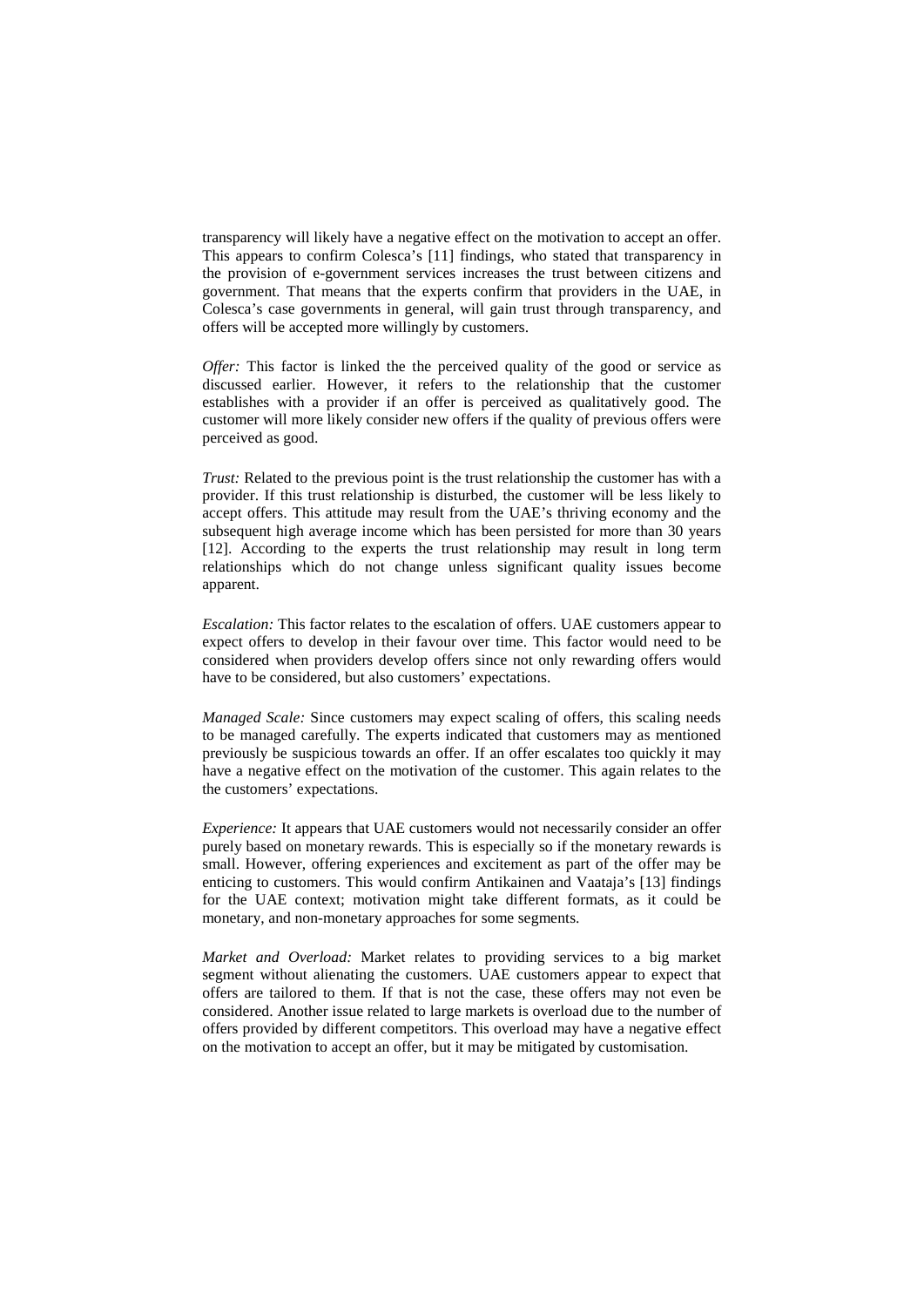transparency will likely have a negative effect on the motivation to accept an offer. This appears to confirm Colesca's [11] findings, who stated that transparency in the provision of e-government services increases the trust between citizens and government. That means that the experts confirm that providers in the UAE, in Colesca's case governments in general, will gain trust through transparency, and offers will be accepted more willingly by customers.

*Offer:* This factor is linked the the perceived quality of the good or service as discussed earlier. However, it refers to the relationship that the customer establishes with a provider if an offer is perceived as qualitatively good. The customer will more likely consider new offers if the quality of previous offers were perceived as good.

*Trust:* Related to the previous point is the trust relationship the customer has with a provider. If this trust relationship is disturbed, the customer will be less likely to accept offers. This attitude may result from the UAE's thriving economy and the subsequent high average income which has been persisted for more than 30 years [12]. According to the experts the trust relationship may result in long term relationships which do not change unless significant quality issues become apparent.

*Escalation:* This factor relates to the escalation of offers. UAE customers appear to expect offers to develop in their favour over time. This factor would need to be considered when providers develop offers since not only rewarding offers would have to be considered, but also customers' expectations.

*Managed Scale:* Since customers may expect scaling of offers, this scaling needs to be managed carefully. The experts indicated that customers may as mentioned previously be suspicious towards an offer. If an offer escalates too quickly it may have a negative effect on the motivation of the customer. This again relates to the the customers' expectations.

*Experience:* It appears that UAE customers would not necessarily consider an offer purely based on monetary rewards. This is especially so if the monetary rewards is small. However, offering experiences and excitement as part of the offer may be enticing to customers. This would confirm Antikainen and Vaataja's [13] findings for the UAE context; motivation might take different formats, as it could be monetary, and non-monetary approaches for some segments.

*Market and Overload:* Market relates to providing services to a big market segment without alienating the customers. UAE customers appear to expect that offers are tailored to them. If that is not the case, these offers may not even be considered. Another issue related to large markets is overload due to the number of offers provided by different competitors. This overload may have a negative effect on the motivation to accept an offer, but it may be mitigated by customisation.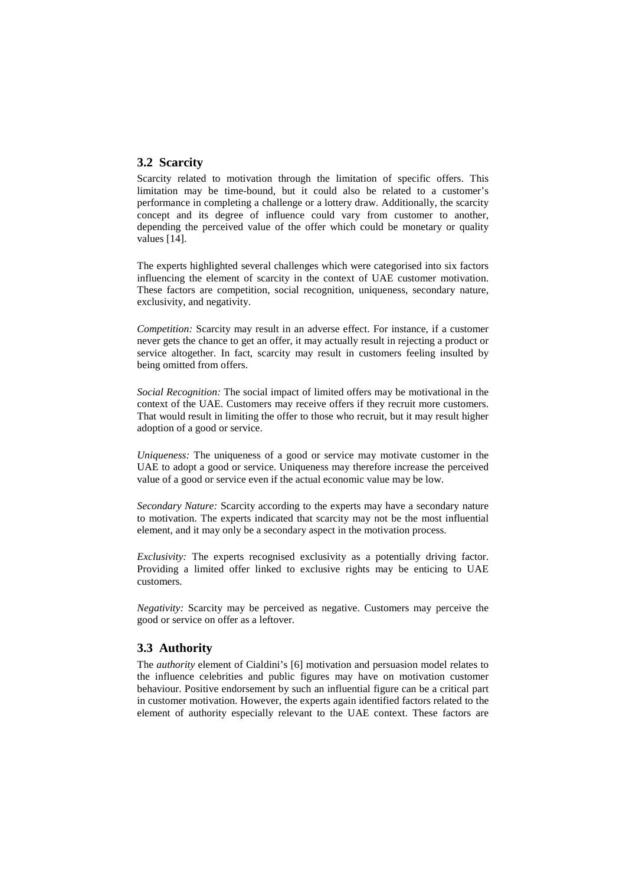## 3.2 Scarcity

Scarcity related to motivation through the limitation of specific offers. This limitation may be time-bound, but it could also be related to a customer's performance in completing a challenge or a lottery draw. Additionally, the scarcity concept and its degree of influence could vary from customer to another, depending the perceived value of the offer which could be monetary or quality values [14].

The experts highlighted several challenges which were categorised into six factors influencing the element of scarcity in the context of UAE customer motivation. These factors are competition, social recognition, uniqueness, secondary nature, exclusivity, and negativity.

*Competition:* Scarcity may result in an adverse effect. For instance, if a customer never gets the chance to get an offer, it may actually result in rejecting a product or service altogether. In fact, scarcity may result in customers feeling insulted by being omitted from offers.

*Social Recognition:* The social impact of limited offers may be motivational in the context of the UAE. Customers may receive offers if they recruit more customers. That would result in limiting the offer to those who recruit, but it may result higher adoption of a good or service.

*Uniqueness:* The uniqueness of a good or service may motivate customer in the UAE to adopt a good or service. Uniqueness may therefore increase the perceived value of a good or service even if the actual economic value may be low.

*Secondary Nature:* Scarcity according to the experts may have a secondary nature to motivation. The experts indicated that scarcity may not be the most influential element, and it may only be a secondary aspect in the motivation process.

*Exclusivity:* The experts recognised exclusivity as a potentially driving factor. Providing a limited offer linked to exclusive rights may be enticing to UAE customers.

*Negativity:* Scarcity may be perceived as negative. Customers may perceive the good or service on offer as a leftover.

## 3.3 Authority

The *authority* element of Cialdini's [6] motivation and persuasion model relates to the influence celebrities and public figures may have on motivation customer behaviour. Positive endorsement by such an influential figure can be a critical part in customer motivation. However, the experts again identified factors related to the element of authority especially relevant to the UAE context. These factors are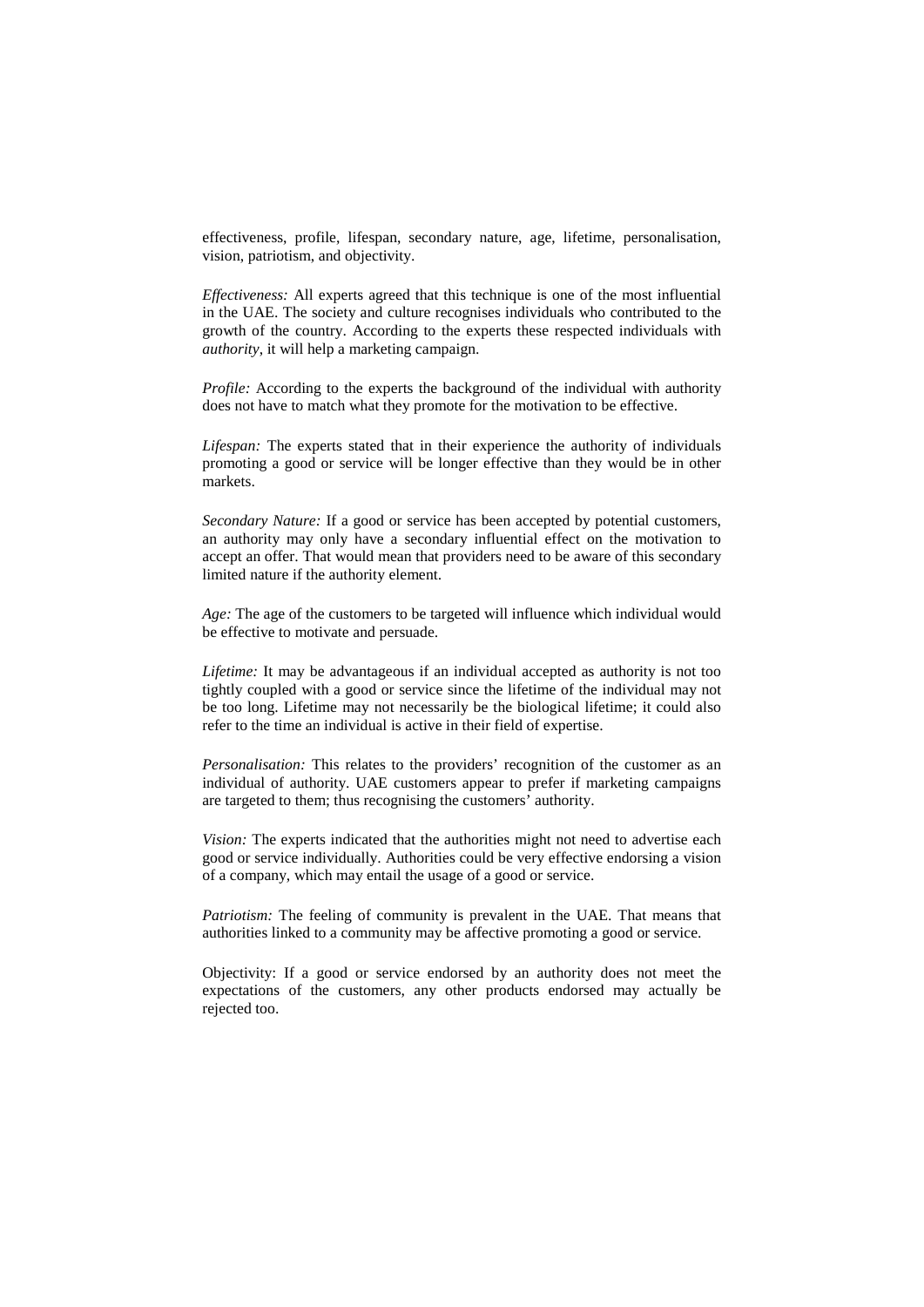effectiveness, profile, lifespan, secondary nature, age, lifetime, personalisation, vision, patriotism, and objectivity.

*Effectiveness:* All experts agreed that this technique is one of the most influential in the UAE. The society and culture recognises individuals who contributed to the growth of the country. According to the experts these respected individuals with *authority*, it will help a marketing campaign.

*Profile:* According to the experts the background of the individual with authority does not have to match what they promote for the motivation to be effective.

*Lifespan:* The experts stated that in their experience the authority of individuals promoting a good or service will be longer effective than they would be in other markets.

*Secondary Nature:* If a good or service has been accepted by potential customers, an authority may only have a secondary influential effect on the motivation to accept an offer. That would mean that providers need to be aware of this secondary limited nature if the authority element.

*Age:* The age of the customers to be targeted will influence which individual would be effective to motivate and persuade.

*Lifetime:* It may be advantageous if an individual accepted as authority is not too tightly coupled with a good or service since the lifetime of the individual may not be too long. Lifetime may not necessarily be the biological lifetime; it could also refer to the time an individual is active in their field of expertise.

*Personalisation:* This relates to the providers' recognition of the customer as an individual of authority. UAE customers appear to prefer if marketing campaigns are targeted to them; thus recognising the customers' authority.

*Vision:* The experts indicated that the authorities might not need to advertise each good or service individually. Authorities could be very effective endorsing a vision of a company, which may entail the usage of a good or service.

*Patriotism:* The feeling of community is prevalent in the UAE. That means that authorities linked to a community may be affective promoting a good or service.

Objectivity: If a good or service endorsed by an authority does not meet the expectations of the customers, any other products endorsed may actually be rejected too.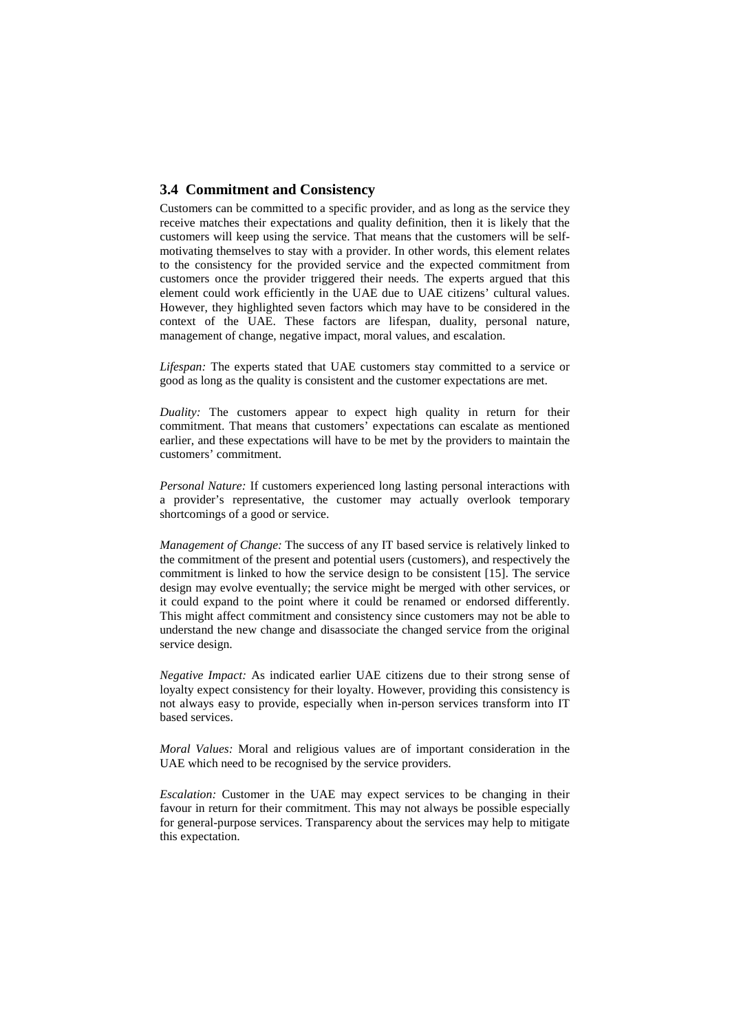### 3.4 Commitment and Consistency

Customers can be committed to a specific provider, and as long as the service they receive matches their expectations and quality definition, then it is likely that the customers will keep using the service. That means that the customers will be self-motivating themselves to stay with a provider. In other words, this element relates to the consistency for the provided service and the expected commitment from customers once the provider triggered their needs. The experts argued that this element could work efficiently in the UAE due to UAE citizens' cultural values. However, they highlighted seven factors which may have to be considered in the context of the UAE. These factors are lifespan, duality, personal nature, management of change, negative impact, moral values, and escalation.

*Lifespan:* The experts stated that UAE customers stay committed to a service or good as long as the quality is consistent and the customer expectations are met.

*Duality:* The customers appear to expect high quality in return for their commitment. That means that customers' expectations can escalate as mentioned earlier, and these expectations will have to be met by the providers to maintain the customers' commitment.

*Personal Nature:* If customers experienced long lasting personal interactions with a provider's representative, the customer may actually overlook temporary shortcomings of a good or service.

*Management of Change:* The success of any IT based service is relatively linked to the commitment of the present and potential users (customers), and respectively the commitment is linked to how the service design to be consistent [15]. The service design may evolve eventually; the service might be merged with other services, or it could expand to the point where it could be renamed or endorsed differently. This might affect commitment and consistency since customers may not be able to understand the new change and disassociate the changed service from the original service design.

*Negative Impact:* As indicated earlier UAE citizens due to their strong sense of loyalty expect consistency for their loyalty. However, providing this consistency is not always easy to provide, especially when in-person services transform into IT based services.

*Moral Values:* Moral and religious values are of important consideration in the UAE which need to be recognised by the service providers.

*Escalation:* Customer in the UAE may expect services to be changing in their favour in return for their commitment. This may not always be possible especially for general-purpose services. Transparency about the services may help to mitigate this expectation.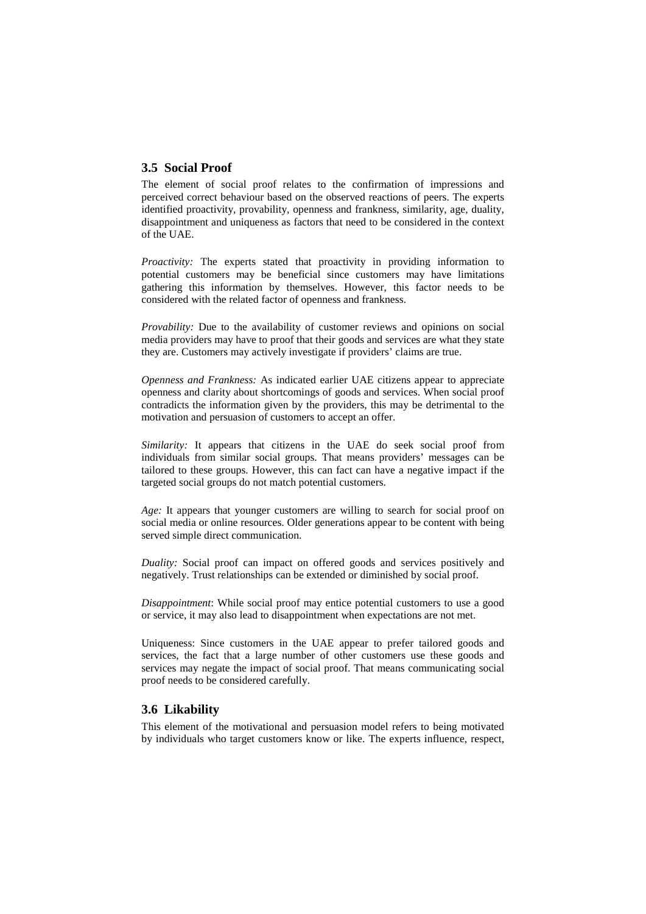## 3.5 Social Proof

The element of social proof relates to the confirmation of impressions and perceived correct behaviour based on the observed reactions of peers. The experts identified proactivity, provability, openness and frankness, similarity, age, duality, disappointment and uniqueness as factors that need to be considered in the context of the UAE.

*Proactivity:* The experts stated that proactivity in providing information to potential customers may be beneficial since customers may have limitations gathering this information by themselves. However, this factor needs to be considered with the related factor of openness and frankness.

*Provability:* Due to the availability of customer reviews and opinions on social media providers may have to proof that their goods and services are what they state they are. Customers may actively investigate if providers' claims are true.

*Openness and Frankness:* As indicated earlier UAE citizens appear to appreciate openness and clarity about shortcomings of goods and services. When social proof contradicts the information given by the providers, this may be detrimental to the motivation and persuasion of customers to accept an offer.

*Similarity:* It appears that citizens in the UAE do seek social proof from individuals from similar social groups. That means providers' messages can be tailored to these groups. However, this can fact can have a negative impact if the targeted social groups do not match potential customers.

*Age:* It appears that younger customers are willing to search for social proof on social media or online resources. Older generations appear to be content with being served simple direct communication.

*Duality:* Social proof can impact on offered goods and services positively and negatively. Trust relationships can be extended or diminished by social proof.

*Disappointment*: While social proof may entice potential customers to use a good or service, it may also lead to disappointment when expectations are not met.

Uniqueness: Since customers in the UAE appear to prefer tailored goods and services, the fact that a large number of other customers use these goods and services may negate the impact of social proof. That means communicating social proof needs to be considered carefully.

## 3.6 Likability

This element of the motivational and persuasion model refers to being motivated by individuals who target customers know or like. The experts influence, respect,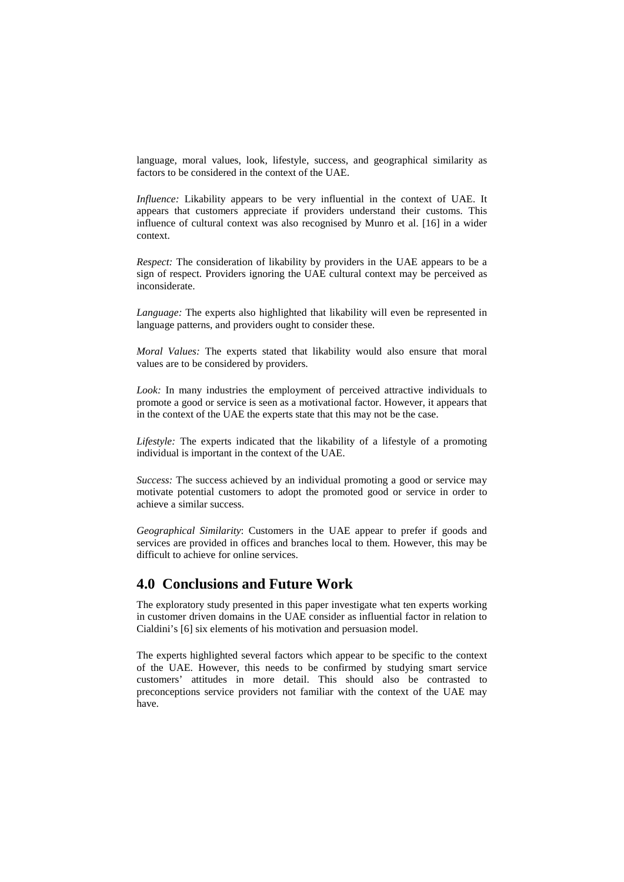language, moral values, look, lifestyle, success, and geographical similarity as factors to be considered in the context of the UAE.

*Influence:* Likability appears to be very influential in the context of UAE. It appears that customers appreciate if providers understand their customs. This influence of cultural context was also recognised by Munro et al. [16] in a wider context.

*Respect:* The consideration of likability by providers in the UAE appears to be a sign of respect. Providers ignoring the UAE cultural context may be perceived as inconsiderate.

*Language:* The experts also highlighted that likability will even be represented in language patterns, and providers ought to consider these.

*Moral Values:* The experts stated that likability would also ensure that moral values are to be considered by providers.

*Look:* In many industries the employment of perceived attractive individuals to promote a good or service is seen as a motivational factor. However, it appears that in the context of the UAE the experts state that this may not be the case.

*Lifestyle:* The experts indicated that the likability of a lifestyle of a promoting individual is important in the context of the UAE.

*Success:* The success achieved by an individual promoting a good or service may motivate potential customers to adopt the promoted good or service in order to achieve a similar success.

*Geographical Similarity*: Customers in the UAE appear to prefer if goods and services are provided in offices and branches local to them. However, this may be difficult to achieve for online services.

## 4.0 Conclusions and Future Work

The exploratory study presented in this paper investigate what ten experts working in customer driven domains in the UAE consider as influential factor in relation to Cialdini's [6] six elements of his motivation and persuasion model.

The experts highlighted several factors which appear to be specific to the context of the UAE. However, this needs to be confirmed by studying smart service customers' attitudes in more detail. This should also be contrasted to preconceptions service providers not familiar with the context of the UAE may have.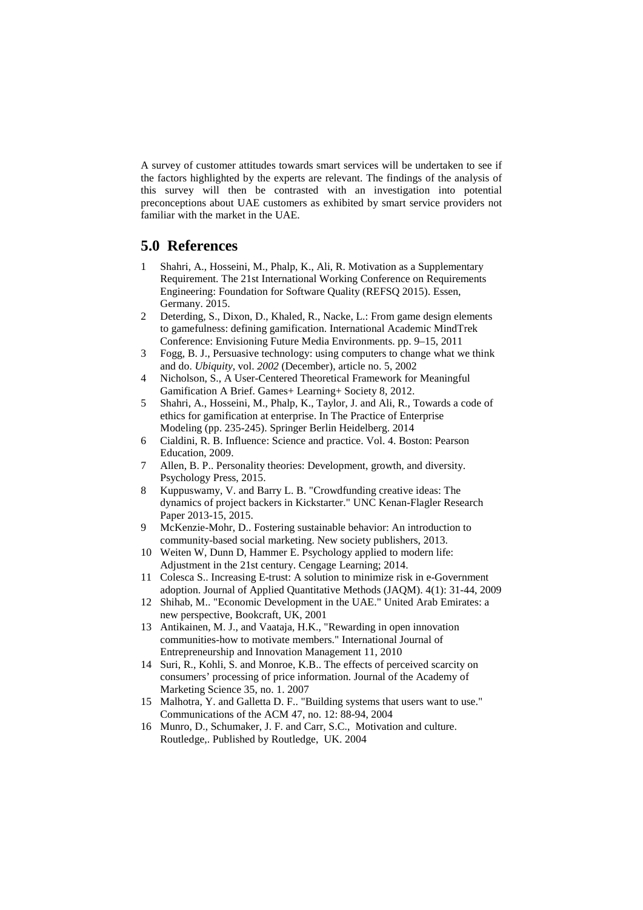A survey of customer attitudes towards smart services will be undertaken to see if the factors highlighted by the experts are relevant. The findings of the analysis of this survey will then be contrasted with an investigation into potential preconceptions about UAE customers as exhibited by smart service providers not familiar with the market in the UAE.

## 5.0 References

1 Shahri, A., Hosseini, M., Phalp, K., Ali, R. Motivation as a Supplementary Requirement. The 21st International Working Conference on Requirements Engineering: Foundation for Software Quality (REFSQ 2015). Essen, Germany. 2015.

2 Deterding, S., Dixon, D., Khaled, R., Nacke, L.: From game design elements to gamefulness: defining gamification. International Academic MindTrek Conference: Envisioning Future Media Environments. pp. 9–15, 2011

3 Fogg, B. J., Persuasive technology: using computers to change what we think and do. *Ubiquity*, vol. *2002* (December), article no. 5, 2002

4 Nicholson, S., A User-Centered Theoretical Framework for Meaningful Gamification A Brief. Games+ Learning+ Society 8, 2012.

5 Shahri, A., Hosseini, M., Phalp, K., Taylor, J. and Ali, R., Towards a code of ethics for gamification at enterprise. In The Practice of Enterprise Modeling (pp. 235-245). Springer Berlin Heidelberg. 2014

6 Cialdini, R. B. Influence: Science and practice. Vol. 4. Boston: Pearson Education, 2009.

7 Allen, B. P.. Personality theories: Development, growth, and diversity. Psychology Press, 2015.

8 Kuppuswamy, V. and Barry L. B. "Crowdfunding creative ideas: The dynamics of project backers in Kickstarter." UNC Kenan-Flagler Research Paper 2013-15, 2015.

9 McKenzie-Mohr, D.. Fostering sustainable behavior: An introduction to community-based social marketing. New society publishers, 2013.

10 Weiten W, Dunn D, Hammer E. Psychology applied to modern life: Adjustment in the 21st century. Cengage Learning; 2014.

11 Colesca S.. Increasing E-trust: A solution to minimize risk in e-Government adoption. Journal of Applied Quantitative Methods (JAQM). 4(1): 31-44, 2009

12 Shihab, M.. "Economic Development in the UAE." United Arab Emirates: a new perspective, Bookcraft, UK, 2001

13 Antikainen, M. J., and Vaataja, H.K., "Rewarding in open innovation communities-how to motivate members." International Journal of Entrepreneurship and Innovation Management 11, 2010

14 Suri, R., Kohli, S. and Monroe, K.B.. The effects of perceived scarcity on consumers' processing of price information. Journal of the Academy of Marketing Science 35, no. 1. 2007

15 Malhotra, Y. and Galletta D. F.. "Building systems that users want to use." Communications of the ACM 47, no. 12: 88-94, 2004

16 Munro, D., Schumaker, J. F. and Carr, S.C., Motivation and culture. Routledge,. Published by Routledge, UK. 2004